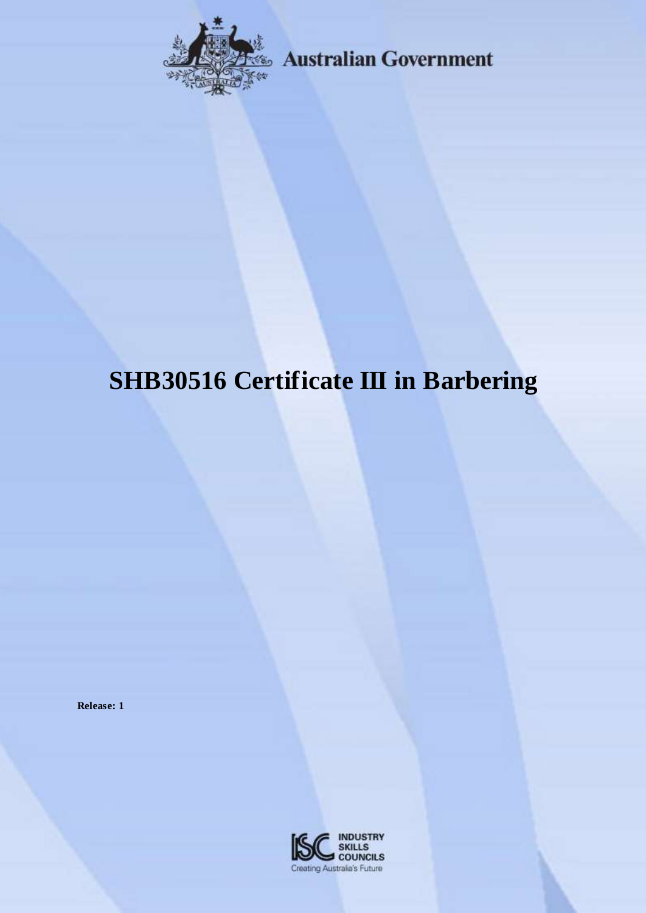Australian Government

# SHB30516 Certificate III in Barbering

**Release: 1**

INDUSTRY SKILLS COUNCILS
Creating Australia's Future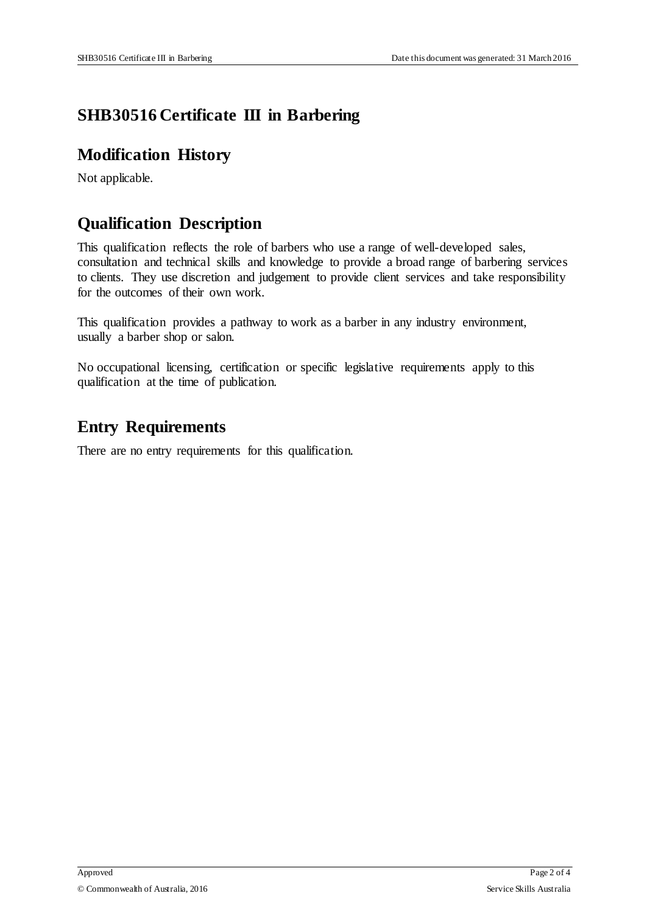# SHB30516 Certificate III in Barbering

## Modification History

Not applicable.

## Qualification Description

This qualification reflects the role of barbers who use a range of well-developed sales, consultation and technical skills and knowledge to provide a broad range of barbering services to clients. They use discretion and judgement to provide client services and take responsibility for the outcomes of their own work.

This qualification provides a pathway to work as a barber in any industry environment, usually a barber shop or salon.

No occupational licensing, certification or specific legislative requirements apply to this qualification at the time of publication.

## Entry Requirements

There are no entry requirements for this qualification.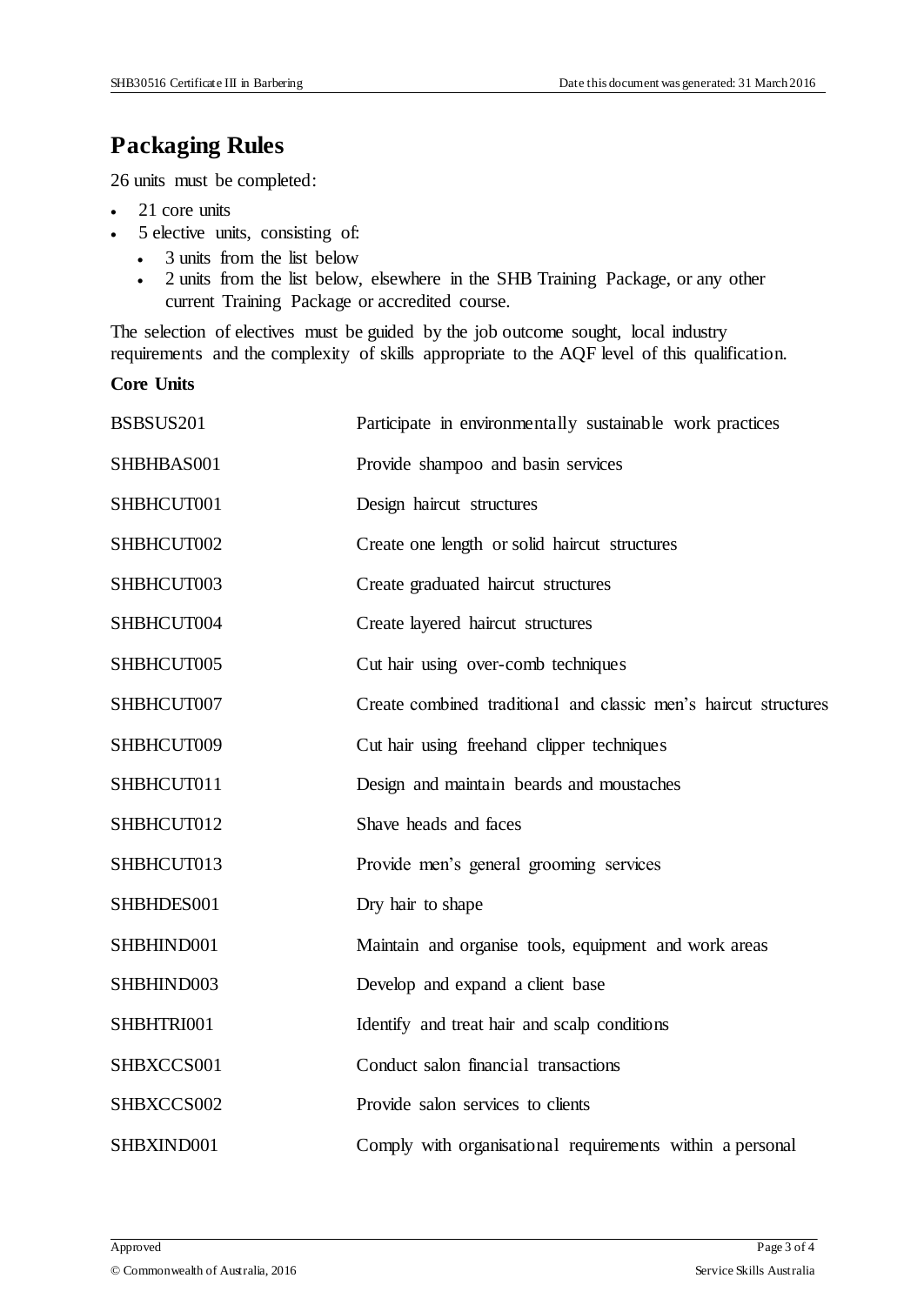## Packaging Rules

26 units must be completed:

- 21 core units
- 5 elective units, consisting of:
  - 3 units from the list below
  - 2 units from the list below, elsewhere in the SHB Training Package, or any other current Training Package or accredited course.

The selection of electives must be guided by the job outcome sought, local industry requirements and the complexity of skills appropriate to the AQF level of this qualification.

**Core Units**

| | |
|---|---|
| BSBSUS201 | Participate in environmentally sustainable work practices |
| SHBHBAS001 | Provide shampoo and basin services |
| SHBHCUT001 | Design haircut structures |
| SHBHCUT002 | Create one length or solid haircut structures |
| SHBHCUT003 | Create graduated haircut structures |
| SHBHCUT004 | Create layered haircut structures |
| SHBHCUT005 | Cut hair using over-comb techniques |
| SHBHCUT007 | Create combined traditional and classic men's haircut structures |
| SHBHCUT009 | Cut hair using freehand clipper techniques |
| SHBHCUT011 | Design and maintain beards and moustaches |
| SHBHCUT012 | Shave heads and faces |
| SHBHCUT013 | Provide men's general grooming services |
| SHBHDES001 | Dry hair to shape |
| SHBHIND001 | Maintain and organise tools, equipment and work areas |
| SHBHIND003 | Develop and expand a client base |
| SHBHTRI001 | Identify and treat hair and scalp conditions |
| SHBXCCS001 | Conduct salon financial transactions |
| SHBXCCS002 | Provide salon services to clients |
| SHBXIND001 | Comply with organisational requirements within a personal |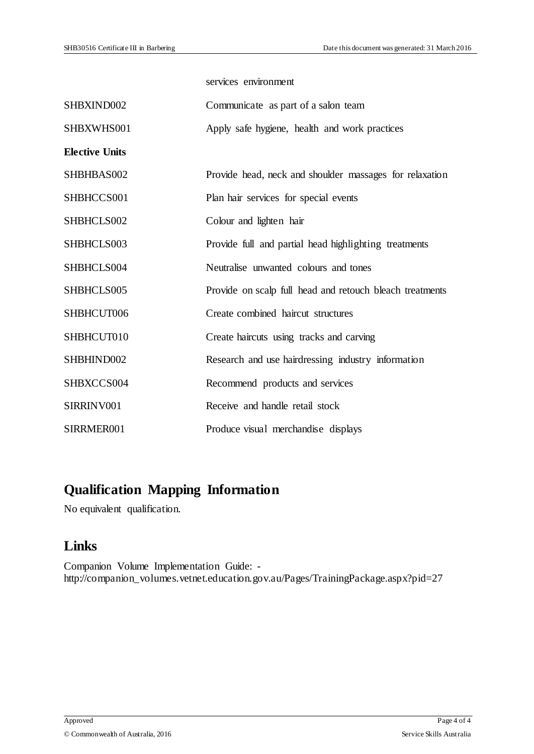| | |
|---|---|
| | services environment |
| SHBXIND002 | Communicate as part of a salon team |
| SHBXWHS001 | Apply safe hygiene, health and work practices |
| **Elective Units** | |
| SHBHBAS002 | Provide head, neck and shoulder massages for relaxation |
| SHBHCCS001 | Plan hair services for special events |
| SHBHCLS002 | Colour and lighten hair |
| SHBHCLS003 | Provide full and partial head highlighting treatments |
| SHBHCLS004 | Neutralise unwanted colours and tones |
| SHBHCLS005 | Provide on scalp full head and retouch bleach treatments |
| SHBHCUT006 | Create combined haircut structures |
| SHBHCUT010 | Create haircuts using tracks and carving |
| SHBHIND002 | Research and use hairdressing industry information |
| SHBXCCS004 | Recommend products and services |
| SIRRINV001 | Receive and handle retail stock |
| SIRRMER001 | Produce visual merchandise displays |

## Qualification Mapping Information

No equivalent qualification.

## Links

Companion Volume Implementation Guide: - http://companion_volumes.vetnet.education.gov.au/Pages/TrainingPackage.aspx?pid=27